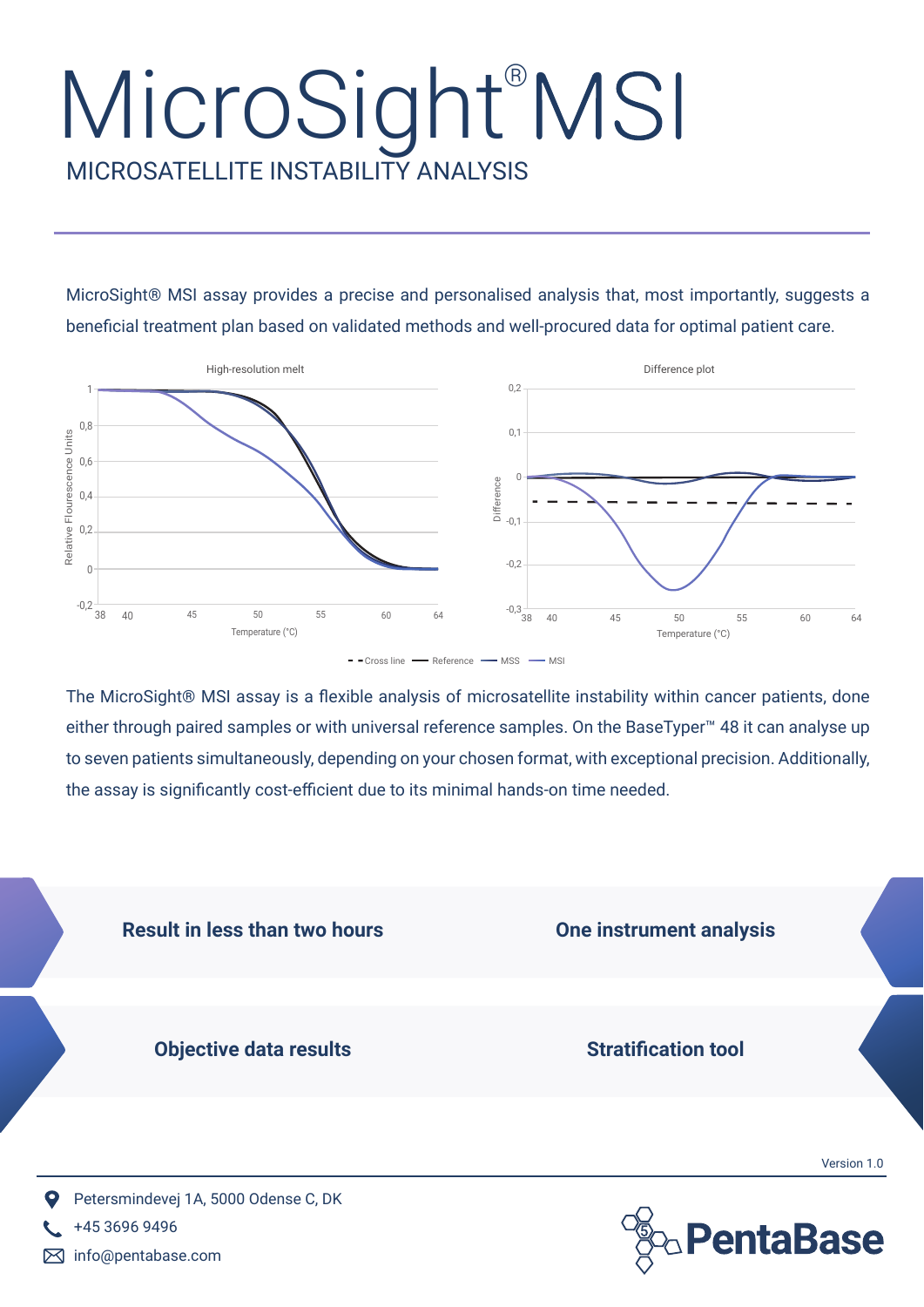# MicroSight® MSI

## MICROSATELLITE INSTABILITY ANALYSIS

MicroSight® MSI assay provides a precise and personalised analysis that, most importantly, suggests a beneficial treatment plan based on validated methods and well-procured data for optimal patient care.

The MicroSight® MSI assay is a flexible analysis of microsatellite instability within cancer patients, done either through paired samples or with universal reference samples. On the BaseTyper™ 48 it can analyse up to seven patients simultaneously, depending on your chosen format, with exceptional precision. Additionally, the assay is significantly cost-efficient due to its minimal hands-on time needed.

**Result in less than two hours**

**One instrument analysis**

**Objective data results**

**Stratification tool**

Version 1.0

Petersmindevej 1A, 5000 Odense C, DK

+45 3696 9496

info@pentabase.com

PentaBase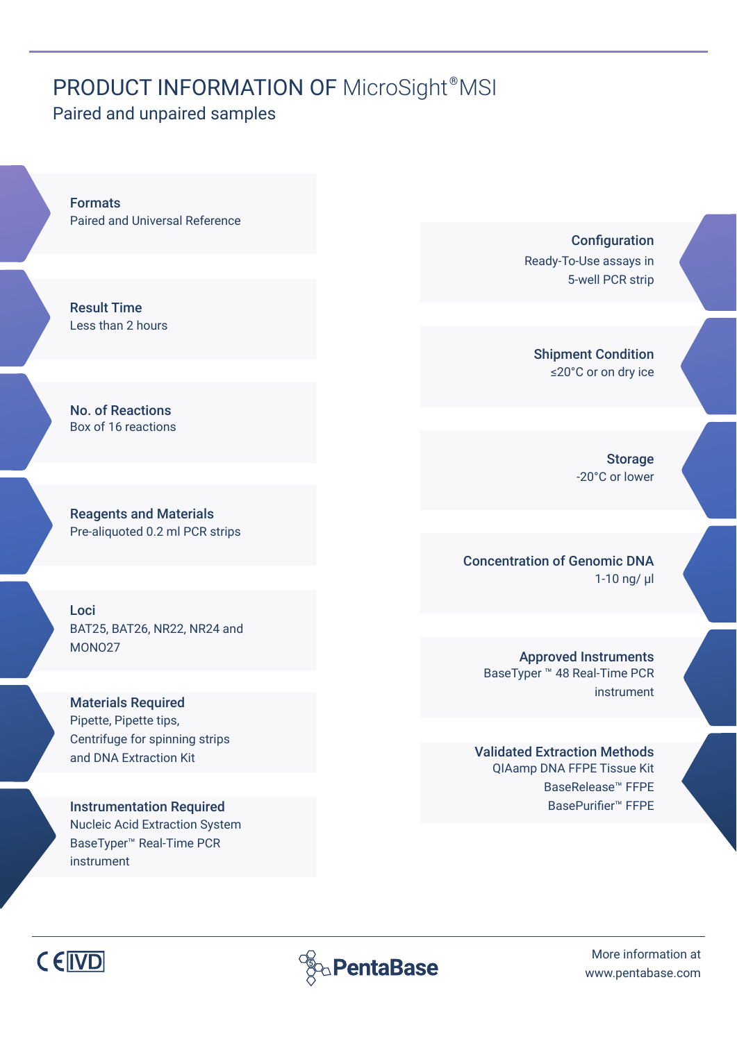# PRODUCT INFORMATION OF MicroSight®MSI

## Paired and unpaired samples

**Formats**
Paired and Universal Reference

**Result Time**
Less than 2 hours

**No. of Reactions**
Box of 16 reactions

**Reagents and Materials**
Pre-aliquoted 0.2 ml PCR strips

**Loci**
BAT25, BAT26, NR22, NR24 and MONO27

**Materials Required**
Pipette, Pipette tips,
Centrifuge for spinning strips
and DNA Extraction Kit

**Instrumentation Required**
Nucleic Acid Extraction System
BaseTyper™ Real-Time PCR instrument

**Configuration**
Ready-To-Use assays in 5-well PCR strip

**Shipment Condition**
≤20°C or on dry ice

**Storage**
-20°C or lower

**Concentration of Genomic DNA**
1-10 ng/ µl

**Approved Instruments**
BaseTyper ™ 48 Real-Time PCR instrument

**Validated Extraction Methods**
QIAamp DNA FFPE Tissue Kit
BaseRelease™ FFPE
BasePurifier™ FFPE

CE IVD

PentaBase

More information at
www.pentabase.com